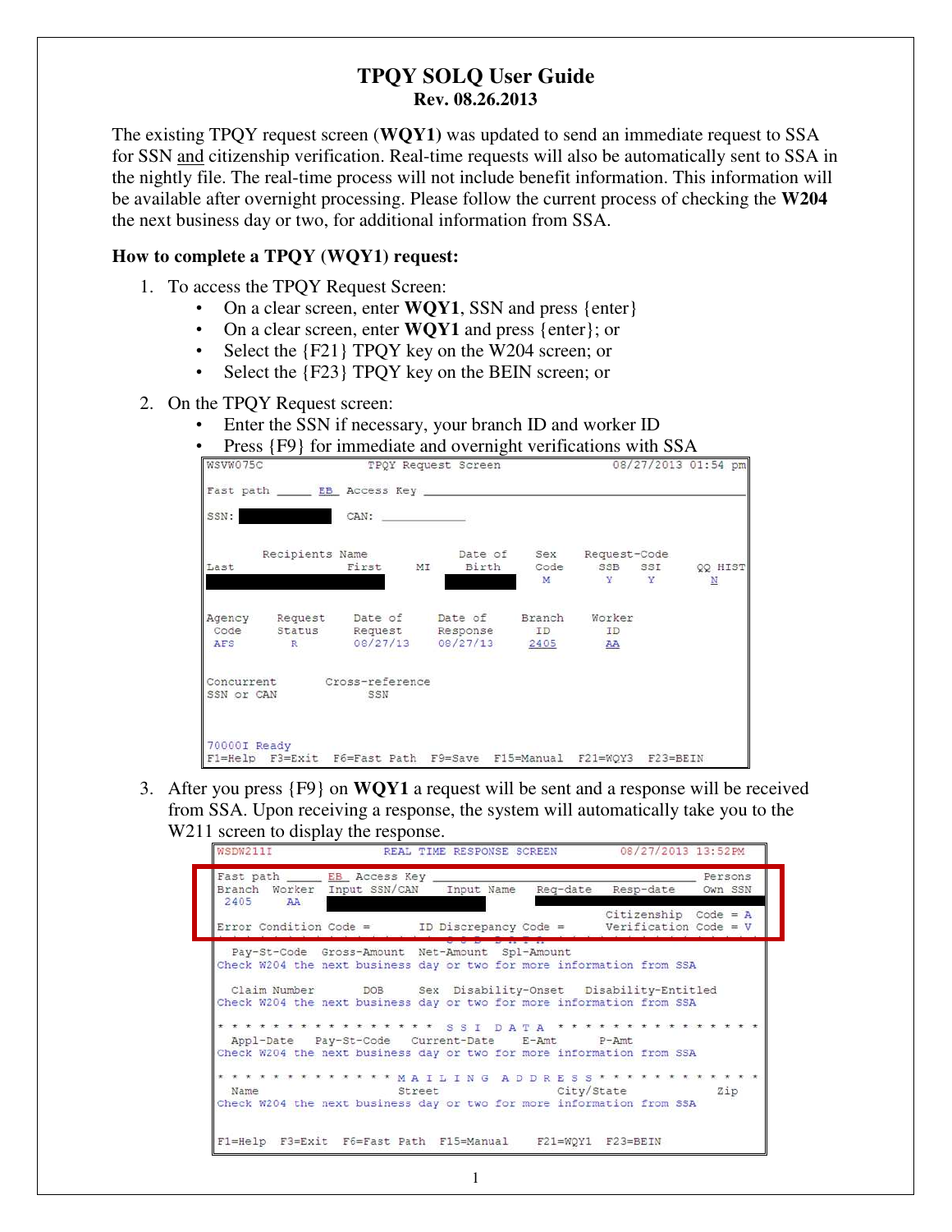# TPQY SOLQ User Guide

**Rev. 08.26.2013**

The existing TPQY request screen (**WQY1)** was updated to send an immediate request to SSA for SSN and citizenship verification. Real-time requests will also be automatically sent to SSA in the nightly file. The real-time process will not include benefit information. This information will be available after overnight processing. Please follow the current process of checking the **W204** the next business day or two, for additional information from SSA.

**How to complete a TPQY (WQY1) request:**

1. To access the TPQY Request Screen:
   - On a clear screen, enter **WQY1**, SSN and press {enter}
   - On a clear screen, enter **WQY1** and press {enter}; or
   - Select the {F21} TPQY key on the W204 screen; or
   - Select the {F23} TPQY key on the BEIN screen; or
2. On the TPQY Request screen:
   - Enter the SSN if necessary, your branch ID and worker ID
   - Press {F9} for immediate and overnight verifications with SSA

```
WSVW075C                  TPQY Request Screen                08/27/2013 01:54 pm

Fast path _____  EB  Access Key ____________________________________________

SSN: [REDACTED]        CAN: ___________

        Recipients Name              Date of    Sex     Request-Code
Last                 First     MI    Birth     Code    SSB    SSI     QQ HIST
[REDACTED]                          [REDACTED]   M       Y      Y       N

Agency   Request   Date of    Date of     Branch    Worker
 Code    Status    Request    Response      ID        ID
 AFS       R       08/27/13   08/27/13     2405       AA

Concurrent       Cross-reference
SSN or CAN            SSN

70000I Ready
F1=Help  F3=Exit  F6=Fast Path  F9=Save  F15=Manual  F21=WQY3  F23=BEIN
```

3. After you press {F9} on **WQY1** a request will be sent and a response will be received from SSA. Upon receiving a response, the system will automatically take you to the W211 screen to display the response.

```
WSDW211I              REAL TIME RESPONSE SCREEN          08/27/2013 13:52PM

Fast path _____  EB  Access Key ________________________________________ Persons
Branch  Worker  Input SSN/CAN    Input Name   Req-date   Resp-date    Own SSN
 2405     AA    [REDACTED]                    [REDACTED]
                                                         Citizenship  Code = A
Error Condition Code =       ID Discrepancy Code =      Verification Code = V
* * * * * * * * * * * * * * * * S S D  D A T A * * * * * * * * * * * * * * * *
  Pay-St-Code  Gross-Amount  Net-Amount  Spl-Amount
Check W204 the next business day or two for more information from SSA

  Claim Number       DOB      Sex  Disability-Onset   Disability-Entitled
Check W204 the next business day or two for more information from SSA

* * * * * * * * * * * * * * * *  S S I  D A T A  * * * * * * * * * * * * * * *
  Appl-Date   Pay-St-Code   Current-Date    E-Amt      P-Amt
Check W204 the next business day or two for more information from SSA

* * * * * * * * * * * * * * M A I L I N G  A D D R E S S * * * * * * * * * * * *
  Name                      Street               City/State             Zip
Check W204 the next business day or two for more information from SSA

F1=Help  F3=Exit  F6=Fast Path  F15=Manual    F21=WQY1  F23=BEIN
```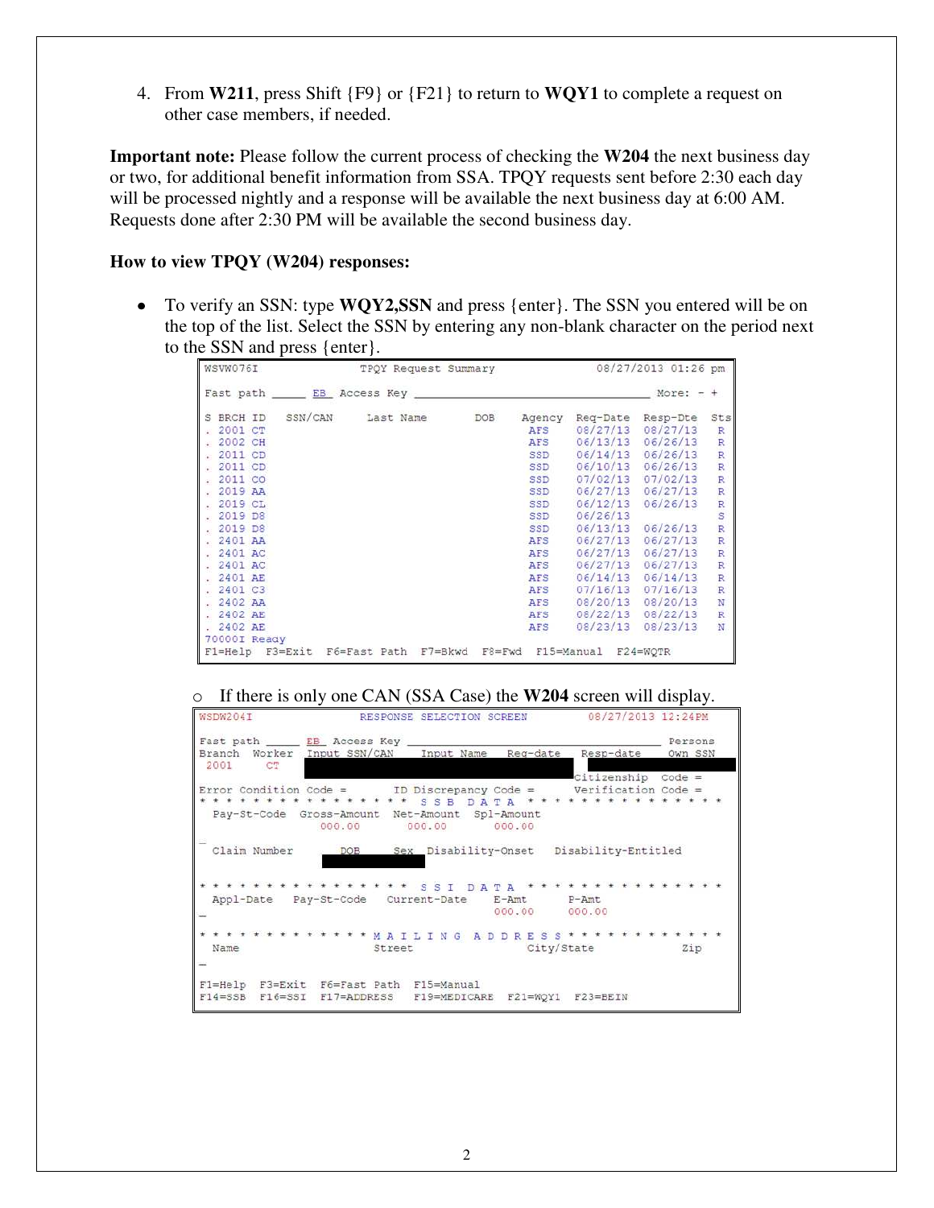4. From **W211**, press Shift {F9} or {F21} to return to **WQY1** to complete a request on other case members, if needed.

**Important note:** Please follow the current process of checking the **W204** the next business day or two, for additional benefit information from SSA. TPQY requests sent before 2:30 each day will be processed nightly and a response will be available the next business day at 6:00 AM. Requests done after 2:30 PM will be available the second business day.

**How to view TPQY (W204) responses:**

- To verify an SSN: type **WQY2,SSN** and press {enter}. The SSN you entered will be on the top of the list. Select the SSN by entering any non-blank character on the period next to the SSN and press {enter}.

```
WSVW076I                TPQY Request Summary              08/27/2013 01:26 pm

Fast path _____ EB  Access Key ____________________________________ More: - +

S BRCH ID   SSN/CAN    Last Name      DOB     Agency  Req-Date  Resp-Dte  Sts
. 2001 CT                                     AFS     08/27/13  08/27/13   R
. 2002 CH                                     AFS     06/13/13  06/26/13   R
. 2011 CD                                     SSD     06/14/13  06/26/13   R
. 2011 CD                                     SSD     06/10/13  06/26/13   R
. 2011 CO                                     SSD     07/02/13  07/02/13   R
. 2019 AA                                     SSD     06/27/13  06/27/13   R
. 2019 CL                                     SSD     06/12/13  06/26/13   R
. 2019 D8                                     SSD     06/26/13             S
. 2019 D8                                     SSD     06/13/13  06/26/13   R
. 2401 AA                                     AFS     06/27/13  06/27/13   R
. 2401 AC                                     AFS     06/27/13  06/27/13   R
. 2401 AC                                     AFS     06/27/13  06/27/13   R
. 2401 AE                                     AFS     06/14/13  06/14/13   R
. 2401 C3                                     AFS     07/16/13  07/16/13   R
. 2402 AA                                     AFS     08/20/13  08/20/13   N
. 2402 AE                                     AFS     08/22/13  08/22/13   R
. 2402 AE                                     AFS     08/23/13  08/23/13   N
70000I Ready
F1=Help  F3=Exit  F6=Fast Path  F7=Bkwd  F8=Fwd  F15=Manual  F24=WQTR
```

  - If there is only one CAN (SSA Case) the **W204** screen will display.

```
WSDW204I              RESPONSE SELECTION SCREEN          08/27/2013 12:24PM

Fast path _____ EB  Access Key ___________________________________ Persons
Branch  Worker  Input SSN/CAN    Input Name    Req-date    Resp-date    Own SSN
 2001    CT
                                                          Citizenship  Code =
Error Condition Code =        ID Discrepancy Code =       Verification Code =
* * * * * * * * * * * * * * * *  S S B  D A T A  * * * * * * * * * * * * * * *
  Pay-St-Code  Gross-Amount  Net-Amount  Spl-Amount
                 000.00        000.00      000.00
_
  Claim Number        DOB     Sex  Disability-Onset    Disability-Entitled


* * * * * * * * * * * * * * * * *  S S I  D A T A  * * * * * * * * * * * * * * *
  Appl-Date    Pay-St-Code    Current-Date    E-Amt      P-Amt
_                                             000.00     000.00

* * * * * * * * * * * * * M A I L I N G  A D D R E S S * * * * * * * * * * * *
  Name                     Street                City/State            Zip
_

F1=Help  F3=Exit  F6=Fast Path  F15=Manual
F14=SSB  F16=SSI  F17=ADDRESS   F19=MEDICARE  F21=WQY1  F23=BEIN
```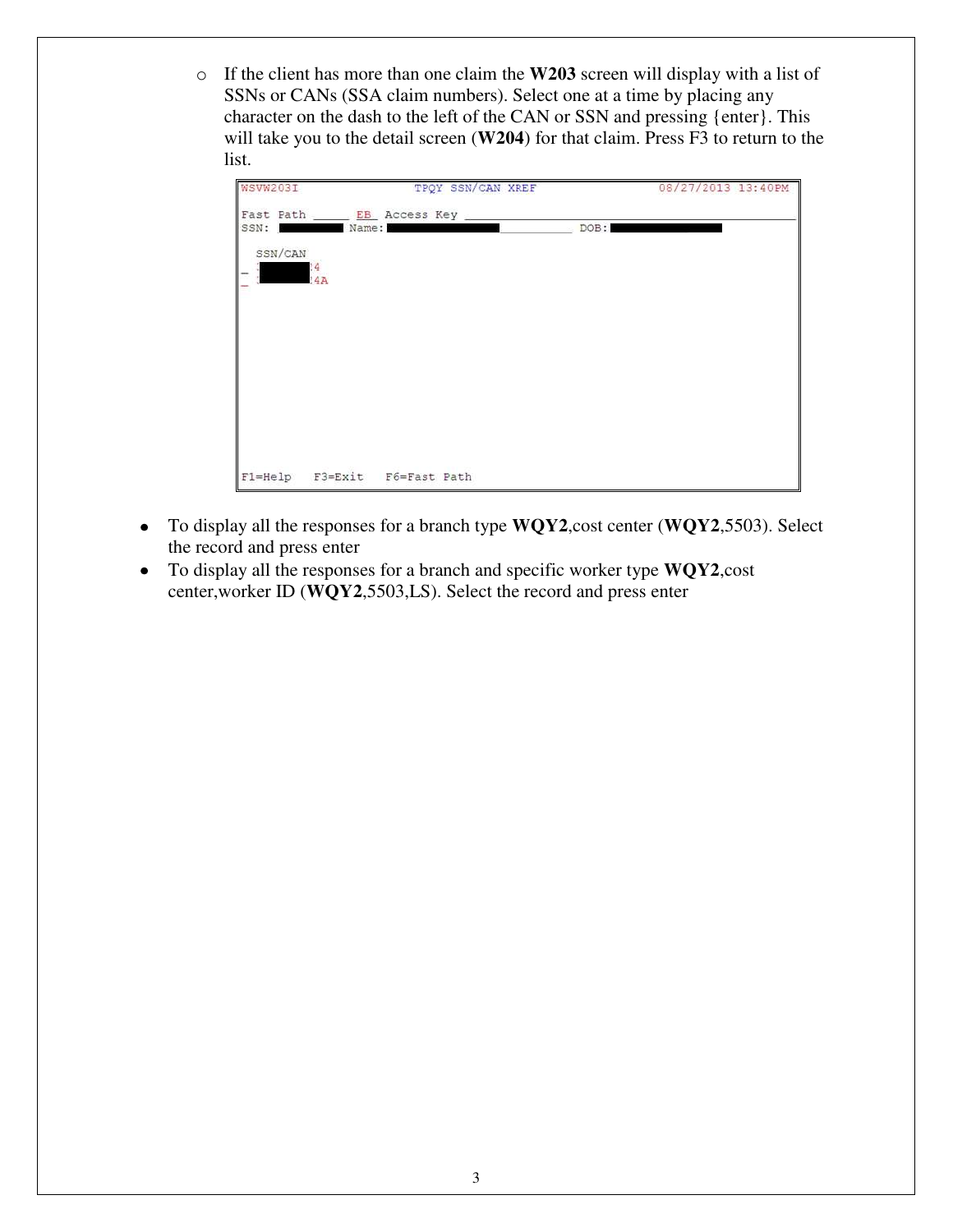- If the client has more than one claim the **W203** screen will display with a list of SSNs or CANs (SSA claim numbers). Select one at a time by placing any character on the dash to the left of the CAN or SSN and pressing {enter}. This will take you to the detail screen (**W204**) for that claim. Press F3 to return to the list.

```
WSVW203I              TPQY SSN/CAN XREF              08/27/2013 13:40PM

Fast Path _____ EB_ Access Key ________________________________________
SSN:            Name:                                DOB:

  SSN/CAN
_          4
_          4A











F1=Help   F3=Exit   F6=Fast Path
```

- To display all the responses for a branch type **WQY2**,cost center (**WQY2**,5503). Select the record and press enter
- To display all the responses for a branch and specific worker type **WQY2**,cost center,worker ID (**WQY2**,5503,LS). Select the record and press enter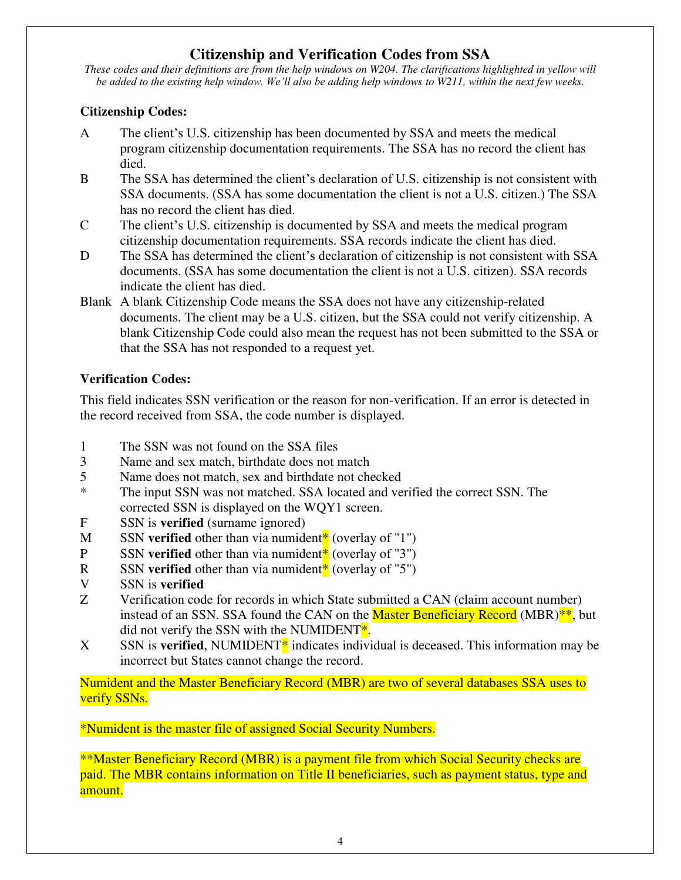## Citizenship and Verification Codes from SSA

*These codes and their definitions are from the help windows on W204. The clarifications highlighted in yellow will be added to the existing help window. We'll also be adding help windows to W211, within the next few weeks.*

**Citizenship Codes:**

- A — The client's U.S. citizenship has been documented by SSA and meets the medical program citizenship documentation requirements. The SSA has no record the client has died.
- B — The SSA has determined the client's declaration of U.S. citizenship is not consistent with SSA documents. (SSA has some documentation the client is not a U.S. citizen.) The SSA has no record the client has died.
- C — The client's U.S. citizenship is documented by SSA and meets the medical program citizenship documentation requirements. SSA records indicate the client has died.
- D — The SSA has determined the client's declaration of citizenship is not consistent with SSA documents. (SSA has some documentation the client is not a U.S. citizen). SSA records indicate the client has died.
- Blank — A blank Citizenship Code means the SSA does not have any citizenship-related documents. The client may be a U.S. citizen, but the SSA could not verify citizenship. A blank Citizenship Code could also mean the request has not been submitted to the SSA or that the SSA has not responded to a request yet.

**Verification Codes:**

This field indicates SSN verification or the reason for non-verification. If an error is detected in the record received from SSA, the code number is displayed.

- 1 — The SSN was not found on the SSA files
- 3 — Name and sex match, birthdate does not match
- 5 — Name does not match, sex and birthdate not checked
- * — The input SSN was not matched. SSA located and verified the correct SSN. The corrected SSN is displayed on the WQY1 screen.
- F — SSN is **verified** (surname ignored)
- M — SSN **verified** other than via numident* (overlay of "1")
- P — SSN **verified** other than via numident* (overlay of "3")
- R — SSN **verified** other than via numident* (overlay of "5")
- V — SSN is **verified**
- Z — Verification code for records in which State submitted a CAN (claim account number) instead of an SSN. SSA found the CAN on the Master Beneficiary Record (MBR)**, but did not verify the SSN with the NUMIDENT*.
- X — SSN is **verified**, NUMIDENT* indicates individual is deceased. This information may be incorrect but States cannot change the record.

Numident and the Master Beneficiary Record (MBR) are two of several databases SSA uses to verify SSNs.

*Numident is the master file of assigned Social Security Numbers.

**Master Beneficiary Record (MBR) is a payment file from which Social Security checks are paid. The MBR contains information on Title II beneficiaries, such as payment status, type and amount.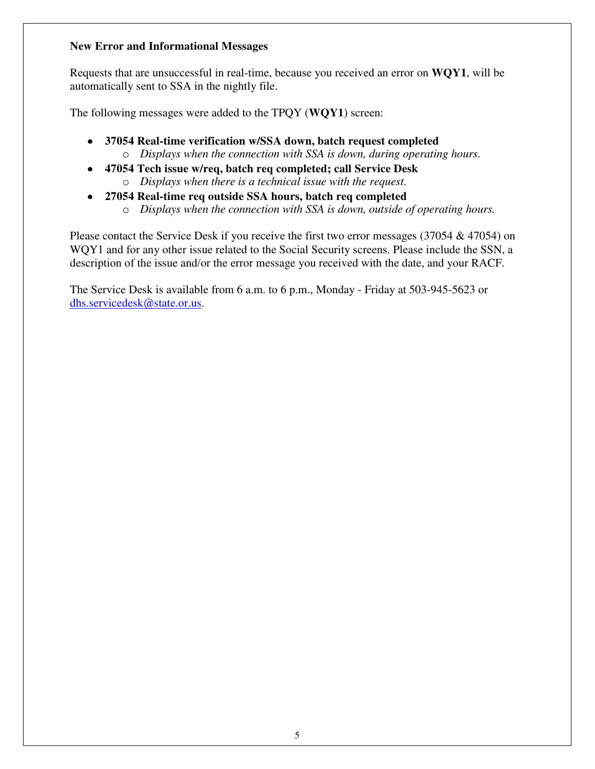**New Error and Informational Messages**

Requests that are unsuccessful in real-time, because you received an error on **WQY1**, will be automatically sent to SSA in the nightly file.

The following messages were added to the TPQY (**WQY1**) screen:

- **37054 Real-time verification w/SSA down, batch request completed**
  - *Displays when the connection with SSA is down, during operating hours.*
- **47054 Tech issue w/req, batch req completed; call Service Desk**
  - *Displays when there is a technical issue with the request.*
- **27054 Real-time req outside SSA hours, batch req completed**
  - *Displays when the connection with SSA is down, outside of operating hours.*

Please contact the Service Desk if you receive the first two error messages (37054 & 47054) on WQY1 and for any other issue related to the Social Security screens. Please include the SSN, a description of the issue and/or the error message you received with the date, and your RACF.

The Service Desk is available from 6 a.m. to 6 p.m., Monday - Friday at 503-945-5623 or dhs.servicedesk@state.or.us.